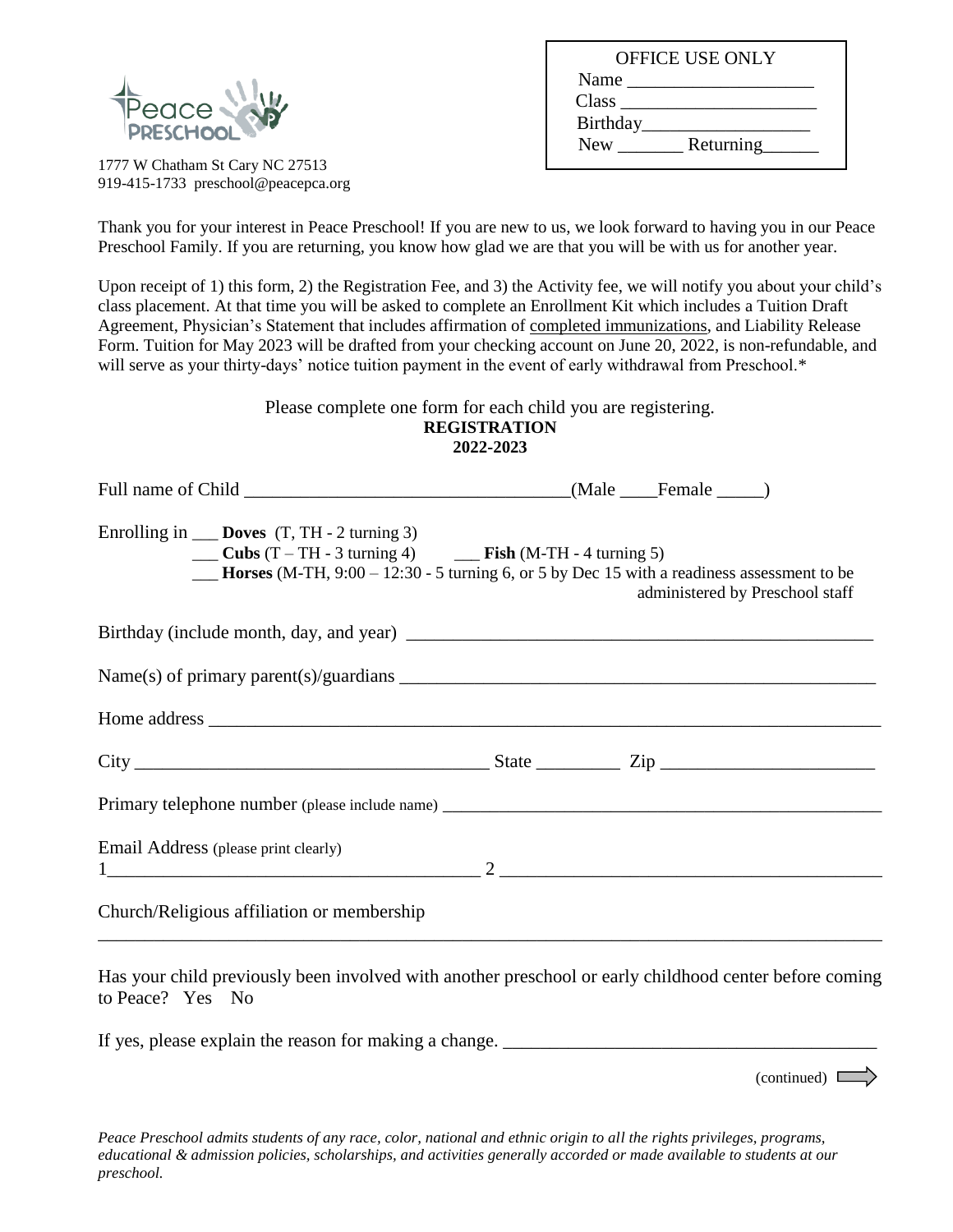Peace PRESCHOOL

1777 W Chatham St Cary NC 27513
919-415-1733 preschool@peacepca.org

OFFICE USE ONLY
Name ____________________
Class _____________________
Birthday__________________
New _______ Returning______

Thank you for your interest in Peace Preschool! If you are new to us, we look forward to having you in our Peace Preschool Family. If you are returning, you know how glad we are that you will be with us for another year.

Upon receipt of 1) this form, 2) the Registration Fee, and 3) the Activity fee, we will notify you about your child's class placement. At that time you will be asked to complete an Enrollment Kit which includes a Tuition Draft Agreement, Physician's Statement that includes affirmation of completed immunizations, and Liability Release Form. Tuition for May 2023 will be drafted from your checking account on June 20, 2022, is non-refundable, and will serve as your thirty-days' notice tuition payment in the event of early withdrawal from Preschool.*

Please complete one form for each child you are registering.

**REGISTRATION**
**2022-2023**

Full name of Child ___________________________________(Male ____Female _____)

Enrolling in ___ **Doves** (T, TH - 2 turning 3)
___ **Cubs** (T – TH - 3 turning 4) ___ **Fish** (M-TH - 4 turning 5)
___ **Horses** (M-TH, 9:00 – 12:30 - 5 turning 6, or 5 by Dec 15 with a readiness assessment to be administered by Preschool staff

Birthday (include month, day, and year) ___________________________________________________

Name(s) of primary parent(s)/guardians _____________________________________________________

Home address ___________________________________________________________________________

City ______________________________________ State _________ Zip _______________________

Primary telephone number (please include name) _____________________________________________

Email Address (please print clearly)
1________________________________________ 2 __________________________________________

Church/Religious affiliation or membership
_______________________________________________________________________________________

Has your child previously been involved with another preschool or early childhood center before coming to Peace? Yes No

If yes, please explain the reason for making a change. ________________________________________

(continued)

*Peace Preschool admits students of any race, color, national and ethnic origin to all the rights privileges, programs, educational & admission policies, scholarships, and activities generally accorded or made available to students at our preschool.*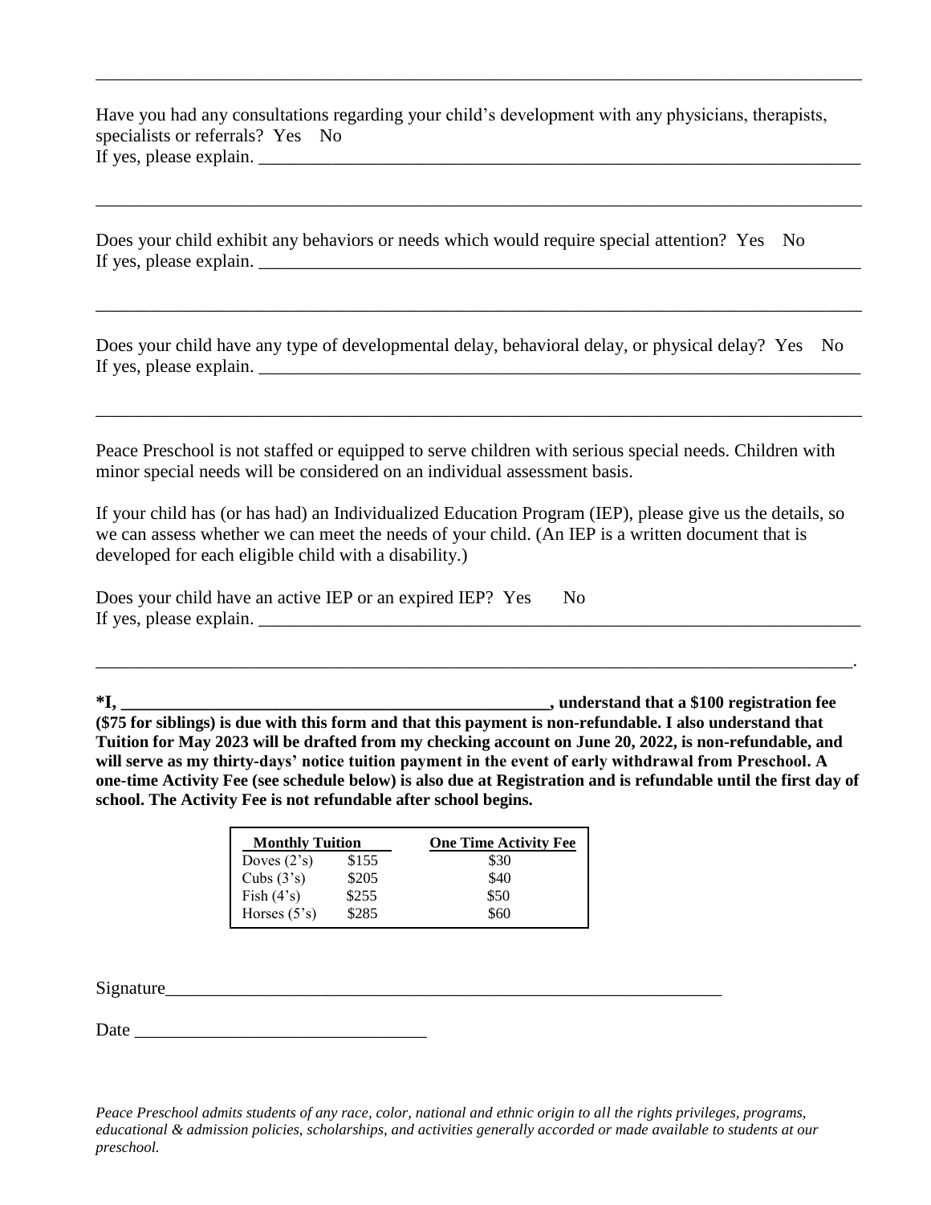______________________________________________________________________________________

Have you had any consultations regarding your child's development with any physicians, therapists, specialists or referrals? Yes No
If yes, please explain. ______________________________________________________________

______________________________________________________________________________________

Does your child exhibit any behaviors or needs which would require special attention? Yes No
If yes, please explain. ______________________________________________________________

______________________________________________________________________________________

Does your child have any type of developmental delay, behavioral delay, or physical delay? Yes No
If yes, please explain. ______________________________________________________________

______________________________________________________________________________________

Peace Preschool is not staffed or equipped to serve children with serious special needs. Children with minor special needs will be considered on an individual assessment basis.

If your child has (or has had) an Individualized Education Program (IEP), please give us the details, so we can assess whether we can meet the needs of your child. (An IEP is a written document that is developed for each eligible child with a disability.)

Does your child have an active IEP or an expired IEP? Yes No
If yes, please explain. ______________________________________________________________

_____________________________________________________________________________________.

**\*I, ______________________________________________, understand that a $100 registration fee ($75 for siblings) is due with this form and that this payment is non-refundable. I also understand that Tuition for May 2023 will be drafted from my checking account on June 20, 2022, is non-refundable, and will serve as my thirty-days' notice tuition payment in the event of early withdrawal from Preschool. A one-time Activity Fee (see schedule below) is also due at Registration and is refundable until the first day of school. The Activity Fee is not refundable after school begins.**

| **Monthly Tuition** | | **One Time Activity Fee** |
|---|---|---|
| Doves (2's) | $155 | $30 |
| Cubs (3's) | $205 | $40 |
| Fish (4's) | $255 | $50 |
| Horses (5's) | $285 | $60 |

Signature___________________________________________________________

Date ________________________________

*Peace Preschool admits students of any race, color, national and ethnic origin to all the rights privileges, programs, educational & admission policies, scholarships, and activities generally accorded or made available to students at our preschool.*